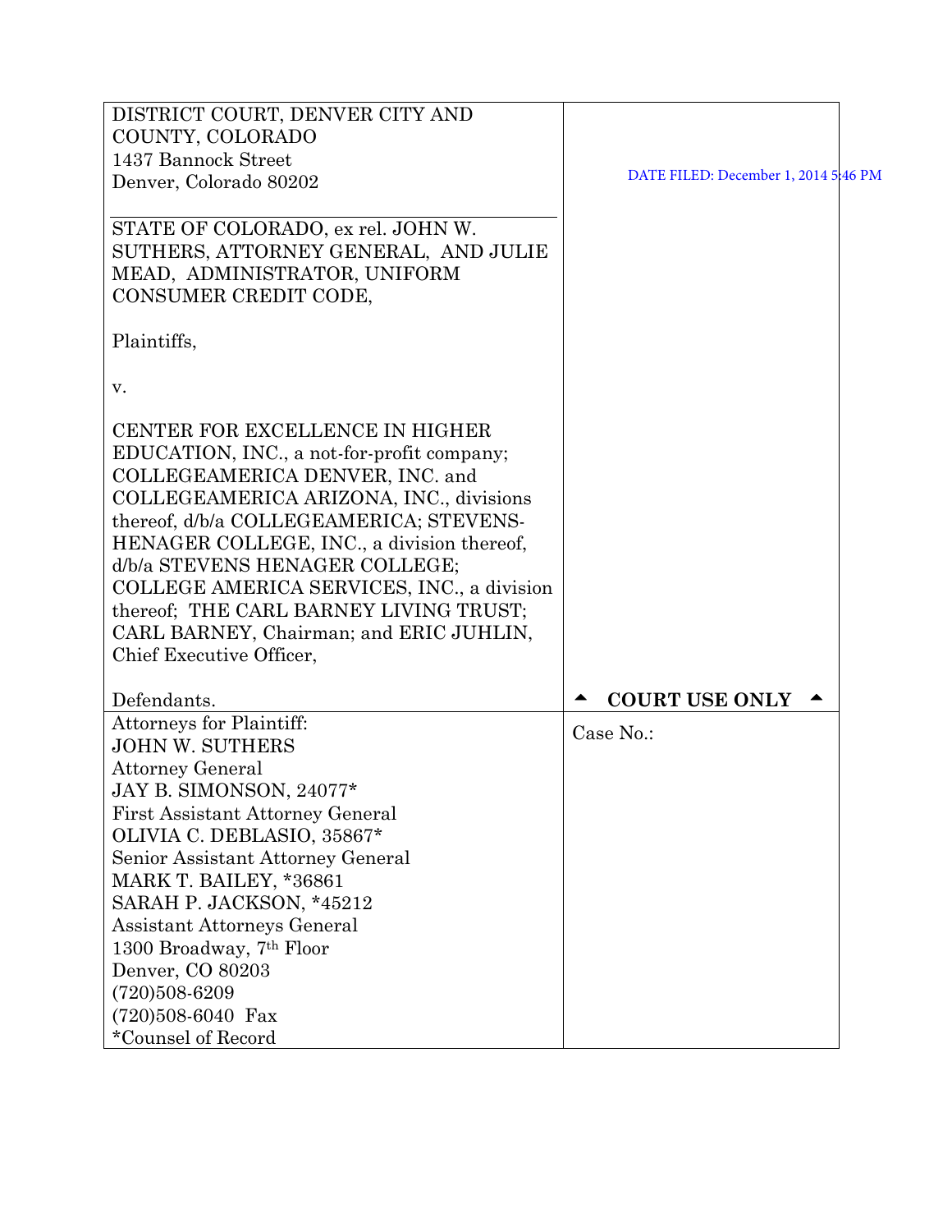| | |
|---|---|
| DISTRICT COURT, DENVER CITY AND COUNTY, COLORADO<br>1437 Bannock Street<br>Denver, Colorado 80202<br><br>STATE OF COLORADO, ex rel. JOHN W. SUTHERS, ATTORNEY GENERAL, AND JULIE MEAD, ADMINISTRATOR, UNIFORM CONSUMER CREDIT CODE,<br><br>Plaintiffs,<br><br>v.<br><br>CENTER FOR EXCELLENCE IN HIGHER EDUCATION, INC., a not-for-profit company; COLLEGEAMERICA DENVER, INC. and COLLEGEAMERICA ARIZONA, INC., divisions thereof, d/b/a COLLEGEAMERICA; STEVENS-HENAGER COLLEGE, INC., a division thereof, d/b/a STEVENS HENAGER COLLEGE; COLLEGE AMERICA SERVICES, INC., a division thereof; THE CARL BARNEY LIVING TRUST; CARL BARNEY, Chairman; and ERIC JUHLIN, Chief Executive Officer,<br><br>Defendants. | DATE FILED: December 1, 2014 5:46 PM<br><br><br><br><br><br><br><br><br><br><br><br><br>▲ **COURT USE ONLY** ▲ |
| Attorneys for Plaintiff:<br>JOHN W. SUTHERS<br>Attorney General<br>JAY B. SIMONSON, 24077*<br>First Assistant Attorney General<br>OLIVIA C. DEBLASIO, 35867*<br>Senior Assistant Attorney General<br>MARK T. BAILEY, *36861<br>SARAH P. JACKSON, *45212<br>Assistant Attorneys General<br>1300 Broadway, 7th Floor<br>Denver, CO 80203<br>(720)508-6209<br>(720)508-6040 Fax<br>*Counsel of Record | Case No.: |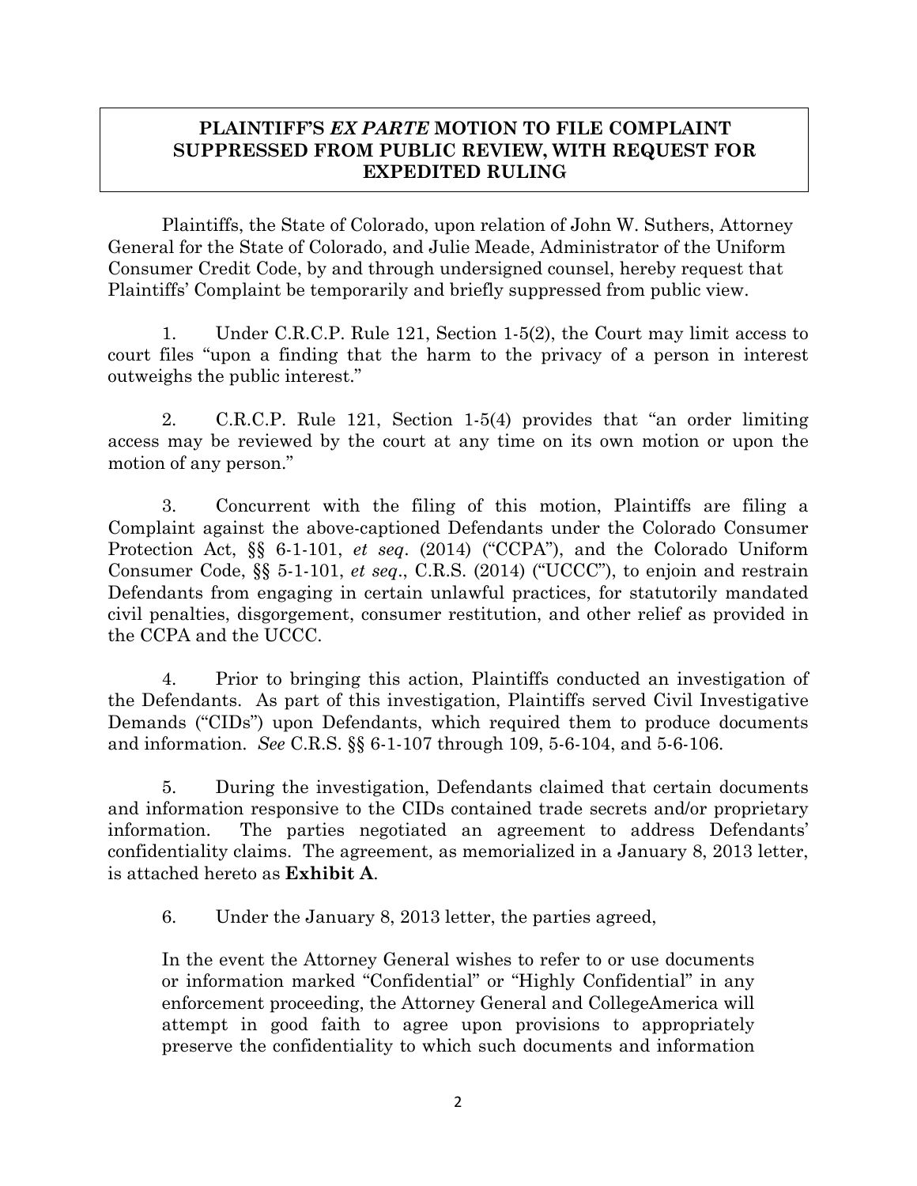## PLAINTIFF'S *EX PARTE* MOTION TO FILE COMPLAINT SUPPRESSED FROM PUBLIC REVIEW, WITH REQUEST FOR EXPEDITED RULING

Plaintiffs, the State of Colorado, upon relation of John W. Suthers, Attorney General for the State of Colorado, and Julie Meade, Administrator of the Uniform Consumer Credit Code, by and through undersigned counsel, hereby request that Plaintiffs' Complaint be temporarily and briefly suppressed from public view.

1. Under C.R.C.P. Rule 121, Section 1-5(2), the Court may limit access to court files "upon a finding that the harm to the privacy of a person in interest outweighs the public interest."

2. C.R.C.P. Rule 121, Section 1-5(4) provides that "an order limiting access may be reviewed by the court at any time on its own motion or upon the motion of any person."

3. Concurrent with the filing of this motion, Plaintiffs are filing a Complaint against the above-captioned Defendants under the Colorado Consumer Protection Act, §§ 6-1-101, *et seq*. (2014) ("CCPA"), and the Colorado Uniform Consumer Code, §§ 5-1-101, *et seq*., C.R.S. (2014) ("UCCC"), to enjoin and restrain Defendants from engaging in certain unlawful practices, for statutorily mandated civil penalties, disgorgement, consumer restitution, and other relief as provided in the CCPA and the UCCC.

4. Prior to bringing this action, Plaintiffs conducted an investigation of the Defendants. As part of this investigation, Plaintiffs served Civil Investigative Demands ("CIDs") upon Defendants, which required them to produce documents and information. *See* C.R.S. §§ 6-1-107 through 109, 5-6-104, and 5-6-106.

5. During the investigation, Defendants claimed that certain documents and information responsive to the CIDs contained trade secrets and/or proprietary information. The parties negotiated an agreement to address Defendants' confidentiality claims. The agreement, as memorialized in a January 8, 2013 letter, is attached hereto as **Exhibit A**.

6. Under the January 8, 2013 letter, the parties agreed,

> In the event the Attorney General wishes to refer to or use documents or information marked "Confidential" or "Highly Confidential" in any enforcement proceeding, the Attorney General and CollegeAmerica will attempt in good faith to agree upon provisions to appropriately preserve the confidentiality to which such documents and information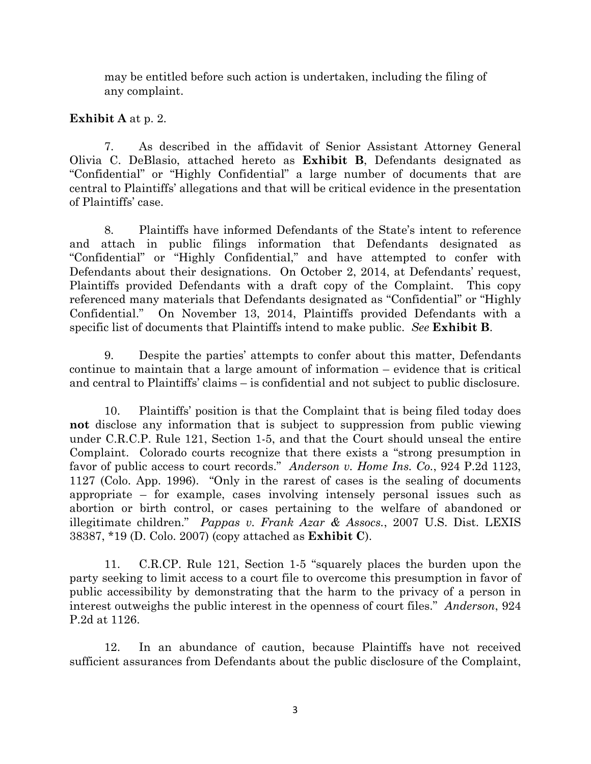may be entitled before such action is undertaken, including the filing of any complaint.

**Exhibit A** at p. 2.

7. As described in the affidavit of Senior Assistant Attorney General Olivia C. DeBlasio, attached hereto as **Exhibit B**, Defendants designated as "Confidential" or "Highly Confidential" a large number of documents that are central to Plaintiffs' allegations and that will be critical evidence in the presentation of Plaintiffs' case.

8. Plaintiffs have informed Defendants of the State's intent to reference and attach in public filings information that Defendants designated as "Confidential" or "Highly Confidential," and have attempted to confer with Defendants about their designations. On October 2, 2014, at Defendants' request, Plaintiffs provided Defendants with a draft copy of the Complaint. This copy referenced many materials that Defendants designated as "Confidential" or "Highly Confidential." On November 13, 2014, Plaintiffs provided Defendants with a specific list of documents that Plaintiffs intend to make public. *See* **Exhibit B**.

9. Despite the parties' attempts to confer about this matter, Defendants continue to maintain that a large amount of information – evidence that is critical and central to Plaintiffs' claims – is confidential and not subject to public disclosure.

10. Plaintiffs' position is that the Complaint that is being filed today does **not** disclose any information that is subject to suppression from public viewing under C.R.C.P. Rule 121, Section 1-5, and that the Court should unseal the entire Complaint. Colorado courts recognize that there exists a "strong presumption in favor of public access to court records." *Anderson v. Home Ins. Co.*, 924 P.2d 1123, 1127 (Colo. App. 1996). "Only in the rarest of cases is the sealing of documents appropriate – for example, cases involving intensely personal issues such as abortion or birth control, or cases pertaining to the welfare of abandoned or illegitimate children." *Pappas v. Frank Azar & Assocs.*, 2007 U.S. Dist. LEXIS 38387, *19 (D. Colo. 2007) (copy attached as **Exhibit C**).

11. C.R.CP. Rule 121, Section 1-5 "squarely places the burden upon the party seeking to limit access to a court file to overcome this presumption in favor of public accessibility by demonstrating that the harm to the privacy of a person in interest outweighs the public interest in the openness of court files." *Anderson*, 924 P.2d at 1126.

12. In an abundance of caution, because Plaintiffs have not received sufficient assurances from Defendants about the public disclosure of the Complaint,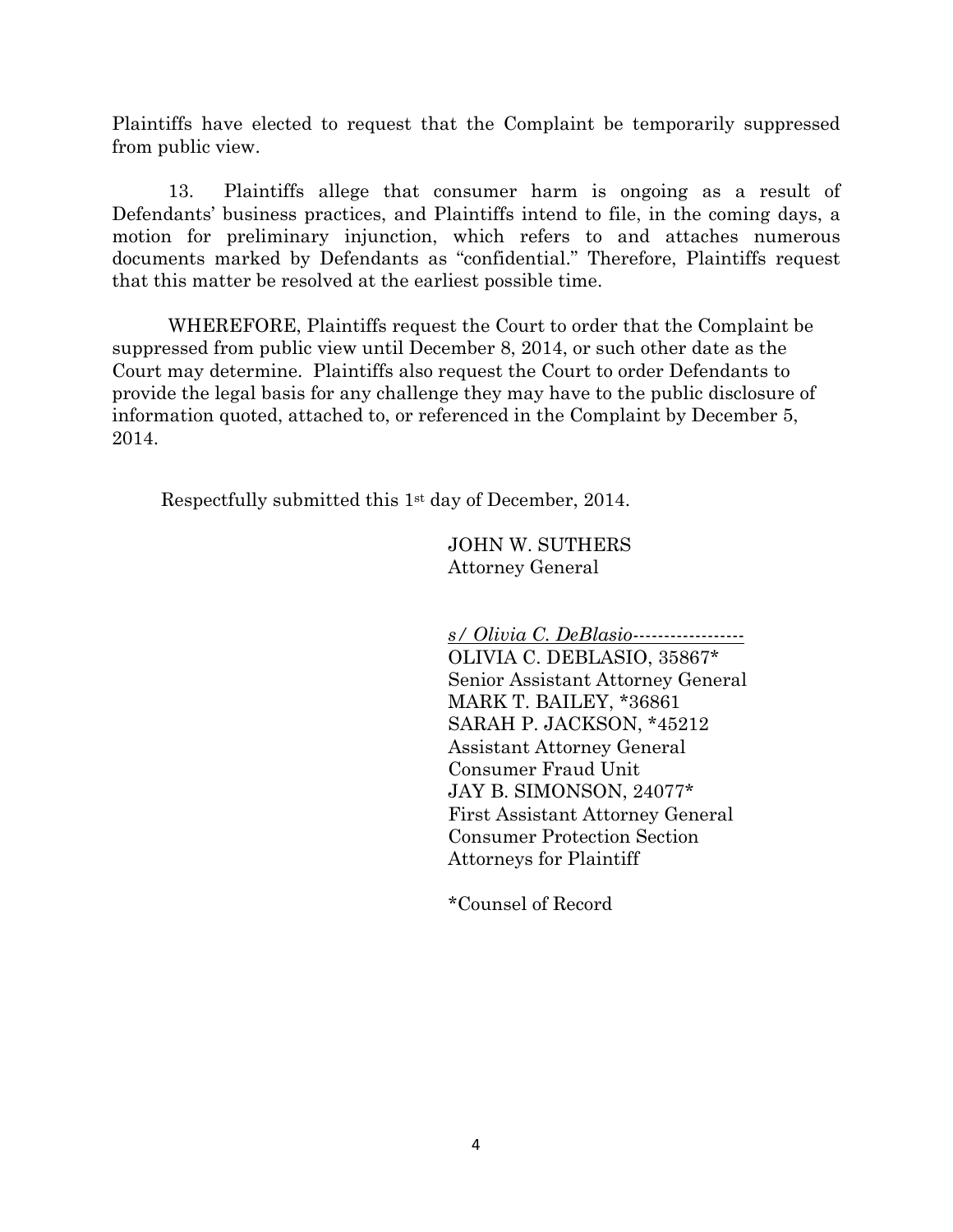Plaintiffs have elected to request that the Complaint be temporarily suppressed from public view.

13. Plaintiffs allege that consumer harm is ongoing as a result of Defendants' business practices, and Plaintiffs intend to file, in the coming days, a motion for preliminary injunction, which refers to and attaches numerous documents marked by Defendants as "confidential." Therefore, Plaintiffs request that this matter be resolved at the earliest possible time.

WHEREFORE, Plaintiffs request the Court to order that the Complaint be suppressed from public view until December 8, 2014, or such other date as the Court may determine. Plaintiffs also request the Court to order Defendants to provide the legal basis for any challenge they may have to the public disclosure of information quoted, attached to, or referenced in the Complaint by December 5, 2014.

Respectfully submitted this 1st day of December, 2014.

JOHN W. SUTHERS  
Attorney General

*s/ Olivia C. DeBlasio*------------------  
OLIVIA C. DEBLASIO, 35867*  
Senior Assistant Attorney General  
MARK T. BAILEY, *36861  
SARAH P. JACKSON, *45212  
Assistant Attorney General  
Consumer Fraud Unit  
JAY B. SIMONSON, 24077*  
First Assistant Attorney General  
Consumer Protection Section  
Attorneys for Plaintiff

*Counsel of Record